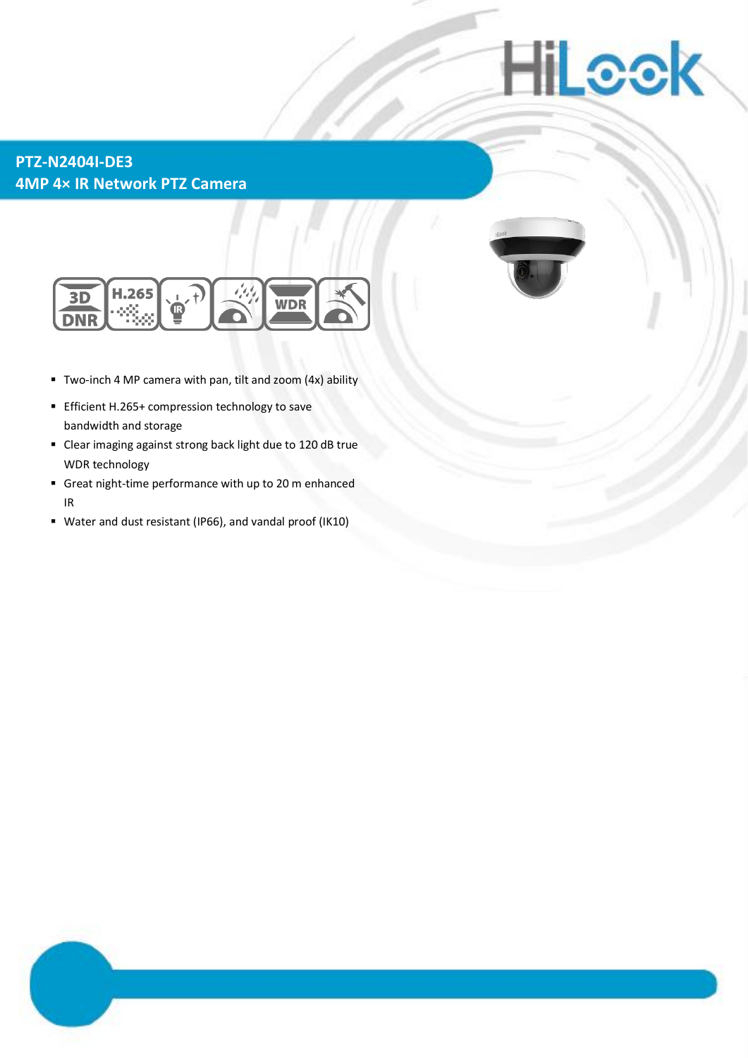# PTZ-N2404I-DE3

## 4MP 4× IR Network PTZ Camera

- Two-inch 4 MP camera with pan, tilt and zoom (4x) ability
- Efficient H.265+ compression technology to save bandwidth and storage
- Clear imaging against strong back light due to 120 dB true WDR technology
- Great night-time performance with up to 20 m enhanced IR
- Water and dust resistant (IP66), and vandal proof (IK10)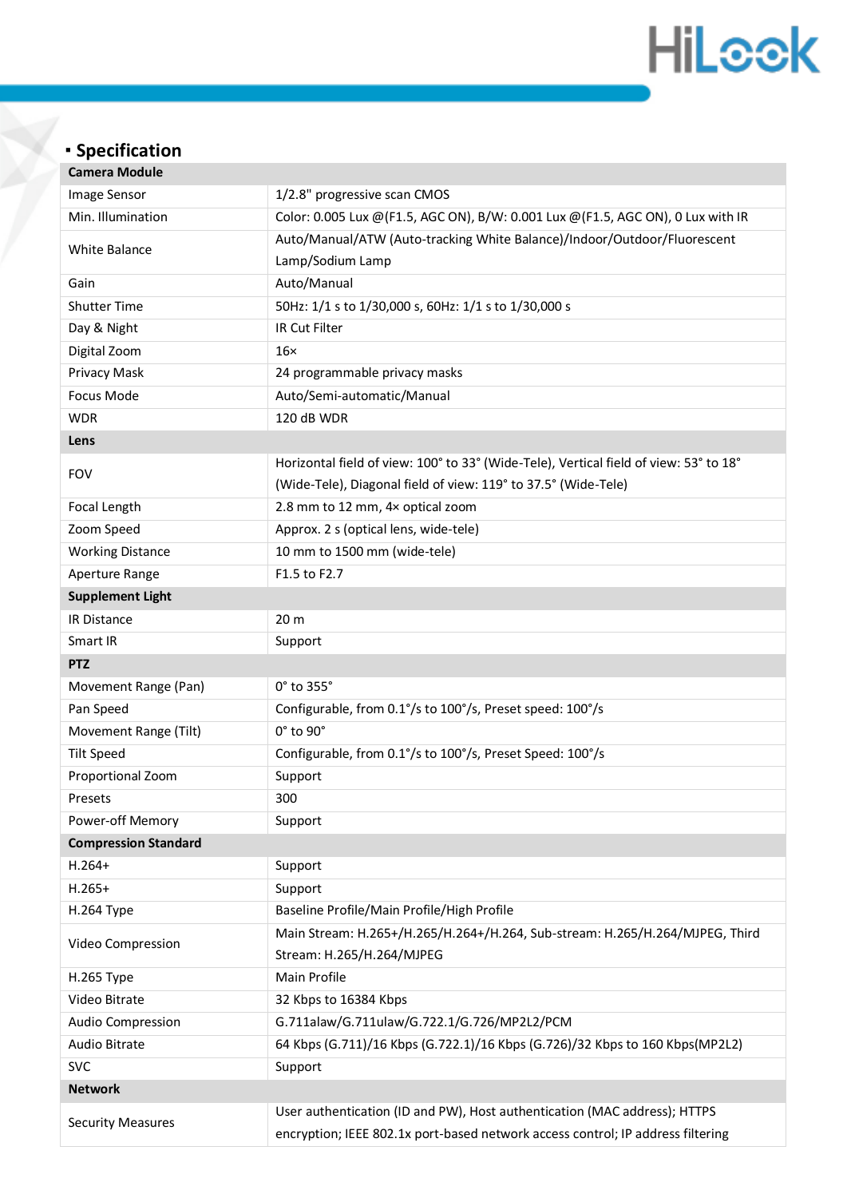## Specification

| Camera Module | |
|---|---|
| Image Sensor | 1/2.8" progressive scan CMOS |
| Min. Illumination | Color: 0.005 Lux @(F1.5, AGC ON), B/W: 0.001 Lux @(F1.5, AGC ON), 0 Lux with IR |
| White Balance | Auto/Manual/ATW (Auto-tracking White Balance)/Indoor/Outdoor/Fluorescent Lamp/Sodium Lamp |
| Gain | Auto/Manual |
| Shutter Time | 50Hz: 1/1 s to 1/30,000 s, 60Hz: 1/1 s to 1/30,000 s |
| Day & Night | IR Cut Filter |
| Digital Zoom | 16× |
| Privacy Mask | 24 programmable privacy masks |
| Focus Mode | Auto/Semi-automatic/Manual |
| WDR | 120 dB WDR |
| **Lens** | |
| FOV | Horizontal field of view: 100° to 33° (Wide-Tele), Vertical field of view: 53° to 18° (Wide-Tele), Diagonal field of view: 119° to 37.5° (Wide-Tele) |
| Focal Length | 2.8 mm to 12 mm, 4× optical zoom |
| Zoom Speed | Approx. 2 s (optical lens, wide-tele) |
| Working Distance | 10 mm to 1500 mm (wide-tele) |
| Aperture Range | F1.5 to F2.7 |
| **Supplement Light** | |
| IR Distance | 20 m |
| Smart IR | Support |
| **PTZ** | |
| Movement Range (Pan) | 0° to 355° |
| Pan Speed | Configurable, from 0.1°/s to 100°/s, Preset speed: 100°/s |
| Movement Range (Tilt) | 0° to 90° |
| Tilt Speed | Configurable, from 0.1°/s to 100°/s, Preset Speed: 100°/s |
| Proportional Zoom | Support |
| Presets | 300 |
| Power-off Memory | Support |
| **Compression Standard** | |
| H.264+ | Support |
| H.265+ | Support |
| H.264 Type | Baseline Profile/Main Profile/High Profile |
| Video Compression | Main Stream: H.265+/H.265/H.264+/H.264, Sub-stream: H.265/H.264/MJPEG, Third Stream: H.265/H.264/MJPEG |
| H.265 Type | Main Profile |
| Video Bitrate | 32 Kbps to 16384 Kbps |
| Audio Compression | G.711alaw/G.711ulaw/G.722.1/G.726/MP2L2/PCM |
| Audio Bitrate | 64 Kbps (G.711)/16 Kbps (G.722.1)/16 Kbps (G.726)/32 Kbps to 160 Kbps(MP2L2) |
| SVC | Support |
| **Network** | |
| Security Measures | User authentication (ID and PW), Host authentication (MAC address); HTTPS encryption; IEEE 802.1x port-based network access control; IP address filtering |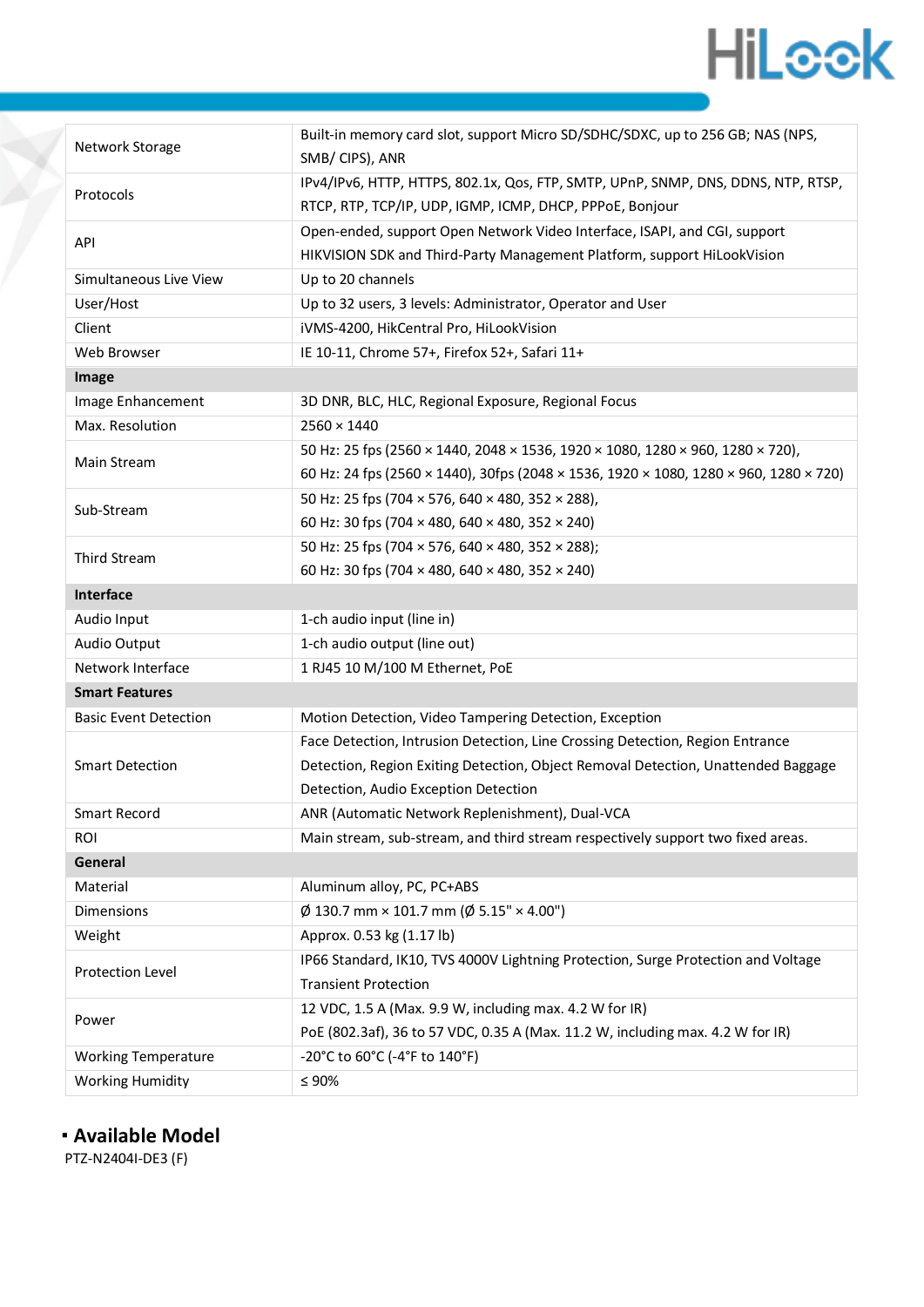| | |
|---|---|
| Network Storage | Built-in memory card slot, support Micro SD/SDHC/SDXC, up to 256 GB; NAS (NPS, SMB/ CIPS), ANR |
| Protocols | IPv4/IPv6, HTTP, HTTPS, 802.1x, Qos, FTP, SMTP, UPnP, SNMP, DNS, DDNS, NTP, RTSP, RTCP, RTP, TCP/IP, UDP, IGMP, ICMP, DHCP, PPPoE, Bonjour |
| API | Open-ended, support Open Network Video Interface, ISAPI, and CGI, support HIKVISION SDK and Third-Party Management Platform, support HiLookVision |
| Simultaneous Live View | Up to 20 channels |
| User/Host | Up to 32 users, 3 levels: Administrator, Operator and User |
| Client | iVMS-4200, HikCentral Pro, HiLookVision |
| Web Browser | IE 10-11, Chrome 57+, Firefox 52+, Safari 11+ |
| **Image** | |
| Image Enhancement | 3D DNR, BLC, HLC, Regional Exposure, Regional Focus |
| Max. Resolution | 2560 × 1440 |
| Main Stream | 50 Hz: 25 fps (2560 × 1440, 2048 × 1536, 1920 × 1080, 1280 × 960, 1280 × 720), 60 Hz: 24 fps (2560 × 1440), 30fps (2048 × 1536, 1920 × 1080, 1280 × 960, 1280 × 720) |
| Sub-Stream | 50 Hz: 25 fps (704 × 576, 640 × 480, 352 × 288), 60 Hz: 30 fps (704 × 480, 640 × 480, 352 × 240) |
| Third Stream | 50 Hz: 25 fps (704 × 576, 640 × 480, 352 × 288); 60 Hz: 30 fps (704 × 480, 640 × 480, 352 × 240) |
| **Interface** | |
| Audio Input | 1-ch audio input (line in) |
| Audio Output | 1-ch audio output (line out) |
| Network Interface | 1 RJ45 10 M/100 M Ethernet, PoE |
| **Smart Features** | |
| Basic Event Detection | Motion Detection, Video Tampering Detection, Exception |
| Smart Detection | Face Detection, Intrusion Detection, Line Crossing Detection, Region Entrance Detection, Region Exiting Detection, Object Removal Detection, Unattended Baggage Detection, Audio Exception Detection |
| Smart Record | ANR (Automatic Network Replenishment), Dual-VCA |
| ROI | Main stream, sub-stream, and third stream respectively support two fixed areas. |
| **General** | |
| Material | Aluminum alloy, PC, PC+ABS |
| Dimensions | Ø 130.7 mm × 101.7 mm (Ø 5.15" × 4.00") |
| Weight | Approx. 0.53 kg (1.17 lb) |
| Protection Level | IP66 Standard, IK10, TVS 4000V Lightning Protection, Surge Protection and Voltage Transient Protection |
| Power | 12 VDC, 1.5 A (Max. 9.9 W, including max. 4.2 W for IR) PoE (802.3af), 36 to 57 VDC, 0.35 A (Max. 11.2 W, including max. 4.2 W for IR) |
| Working Temperature | -20°C to 60°C (-4°F to 140°F) |
| Working Humidity | ≤ 90% |

## Available Model

PTZ-N2404I-DE3 (F)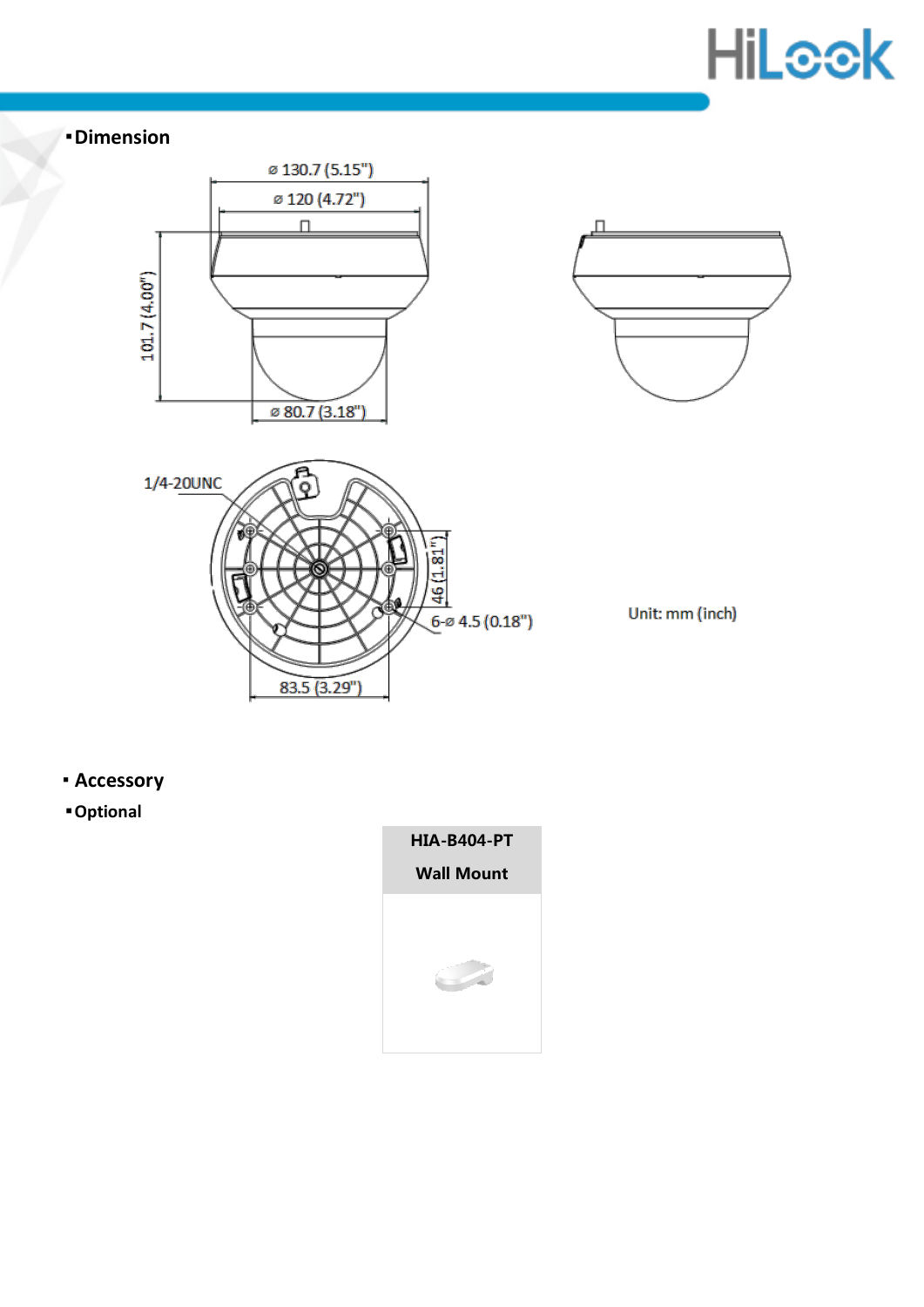## ▪Dimension

ø 130.7 (5.15")

ø 120 (4.72")

101.7 (4.00")

ø 80.7 (3.18")

1/4-20UNC

46 (1.81")

6-ø 4.5 (0.18")

83.5 (3.29")

Unit: mm (inch)

## ▪ Accessory

### ▪Optional

| HIA-B404-PT Wall Mount |
|---|
| |